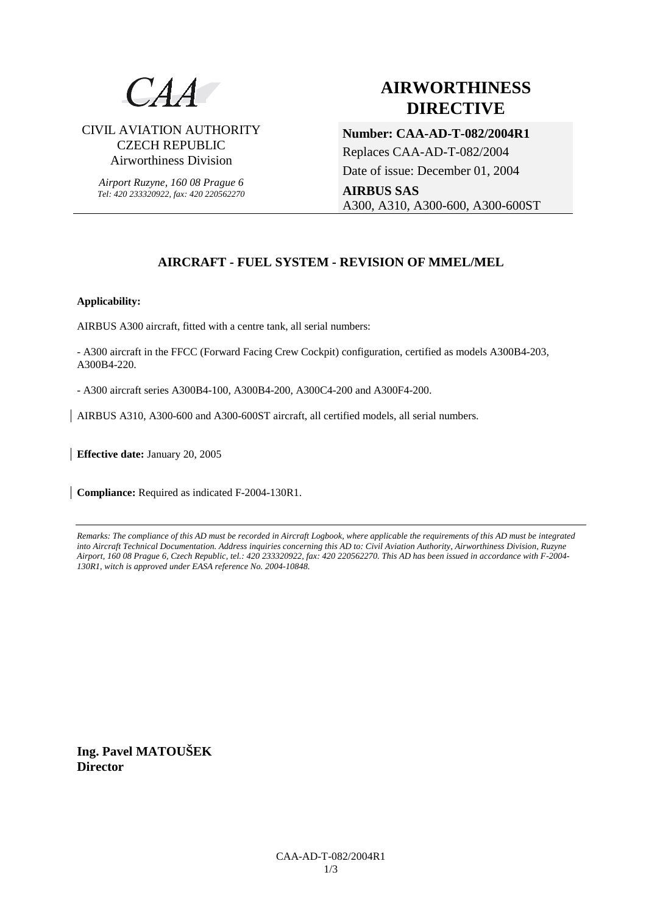CAA

CIVIL AVIATION AUTHORITY
CZECH REPUBLIC
Airworthiness Division

*Airport Ruzyne, 160 08 Prague 6*
*Tel: 420 233320922, fax: 420 220562270*

# AIRWORTHINESS DIRECTIVE

**Number: CAA-AD-T-082/2004R1**
Replaces CAA-AD-T-082/2004
Date of issue: December 01, 2004
**AIRBUS SAS**
A300, A310, A300-600, A300-600ST

## AIRCRAFT - FUEL SYSTEM - REVISION OF MMEL/MEL

**Applicability:**

AIRBUS A300 aircraft, fitted with a centre tank, all serial numbers:

- A300 aircraft in the FFCC (Forward Facing Crew Cockpit) configuration, certified as models A300B4-203, A300B4-220.

- A300 aircraft series A300B4-100, A300B4-200, A300C4-200 and A300F4-200.

AIRBUS A310, A300-600 and A300-600ST aircraft, all certified models, all serial numbers.

**Effective date:** January 20, 2005

**Compliance:** Required as indicated F-2004-130R1.

*Remarks: The compliance of this AD must be recorded in Aircraft Logbook, where applicable the requirements of this AD must be integrated into Aircraft Technical Documentation. Address inquiries concerning this AD to: Civil Aviation Authority, Airworthiness Division, Ruzyne Airport, 160 08 Prague 6, Czech Republic, tel.: 420 233320922, fax: 420 220562270. This AD has been issued in accordance with F-2004-130R1, witch is approved under EASA reference No. 2004-10848.*

**Ing. Pavel MATOUŠEK**
**Director**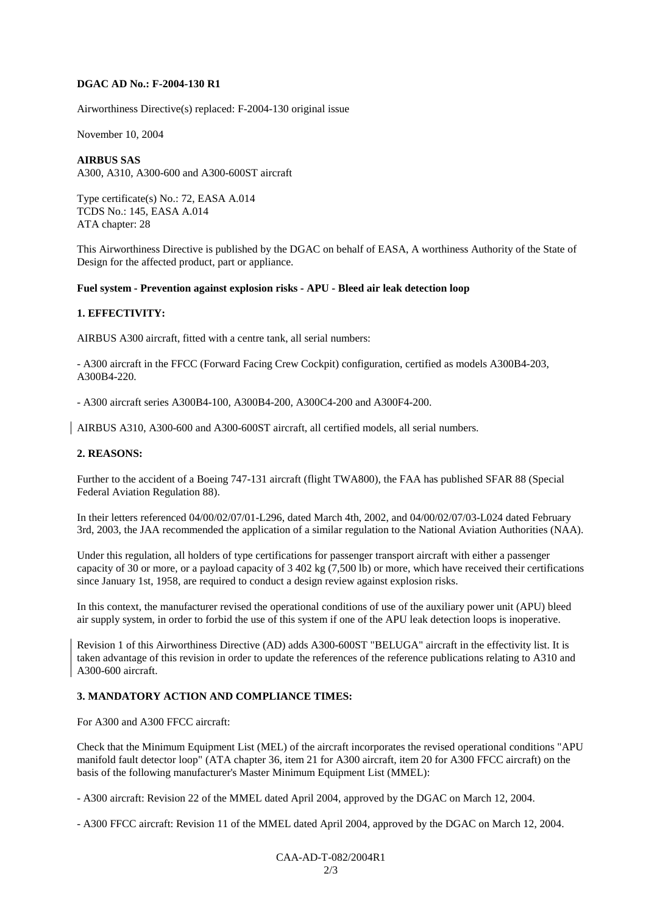**DGAC AD No.: F-2004-130 R1**

Airworthiness Directive(s) replaced: F-2004-130 original issue

November 10, 2004

**AIRBUS SAS**
A300, A310, A300-600 and A300-600ST aircraft

Type certificate(s) No.: 72, EASA A.014
TCDS No.: 145, EASA A.014
ATA chapter: 28

This Airworthiness Directive is published by the DGAC on behalf of EASA, A worthiness Authority of the State of Design for the affected product, part or appliance.

**Fuel system - Prevention against explosion risks - APU - Bleed air leak detection loop**

**1. EFFECTIVITY:**

AIRBUS A300 aircraft, fitted with a centre tank, all serial numbers:

- A300 aircraft in the FFCC (Forward Facing Crew Cockpit) configuration, certified as models A300B4-203, A300B4-220.

- A300 aircraft series A300B4-100, A300B4-200, A300C4-200 and A300F4-200.

AIRBUS A310, A300-600 and A300-600ST aircraft, all certified models, all serial numbers.

**2. REASONS:**

Further to the accident of a Boeing 747-131 aircraft (flight TWA800), the FAA has published SFAR 88 (Special Federal Aviation Regulation 88).

In their letters referenced 04/00/02/07/01-L296, dated March 4th, 2002, and 04/00/02/07/03-L024 dated February 3rd, 2003, the JAA recommended the application of a similar regulation to the National Aviation Authorities (NAA).

Under this regulation, all holders of type certifications for passenger transport aircraft with either a passenger capacity of 30 or more, or a payload capacity of 3 402 kg (7,500 lb) or more, which have received their certifications since January 1st, 1958, are required to conduct a design review against explosion risks.

In this context, the manufacturer revised the operational conditions of use of the auxiliary power unit (APU) bleed air supply system, in order to forbid the use of this system if one of the APU leak detection loops is inoperative.

Revision 1 of this Airworthiness Directive (AD) adds A300-600ST "BELUGA" aircraft in the effectivity list. It is taken advantage of this revision in order to update the references of the reference publications relating to A310 and A300-600 aircraft.

**3. MANDATORY ACTION AND COMPLIANCE TIMES:**

For A300 and A300 FFCC aircraft:

Check that the Minimum Equipment List (MEL) of the aircraft incorporates the revised operational conditions "APU manifold fault detector loop" (ATA chapter 36, item 21 for A300 aircraft, item 20 for A300 FFCC aircraft) on the basis of the following manufacturer's Master Minimum Equipment List (MMEL):

- A300 aircraft: Revision 22 of the MMEL dated April 2004, approved by the DGAC on March 12, 2004.

- A300 FFCC aircraft: Revision 11 of the MMEL dated April 2004, approved by the DGAC on March 12, 2004.

CAA-AD-T-082/2004R1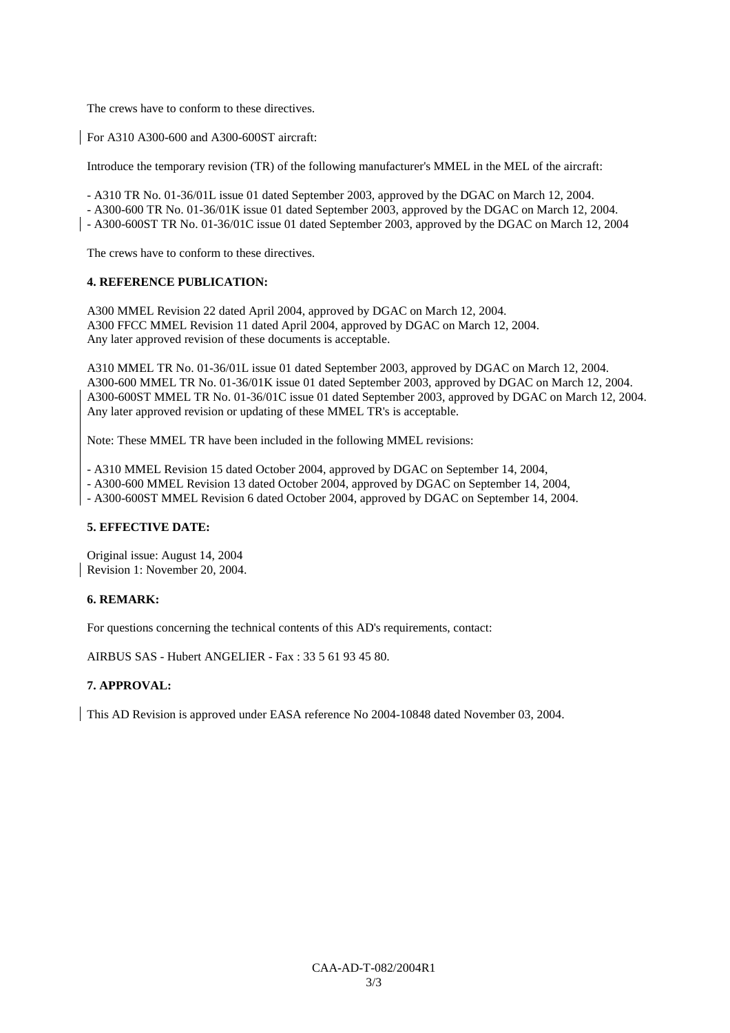The crews have to conform to these directives.

For A310 A300-600 and A300-600ST aircraft:

Introduce the temporary revision (TR) of the following manufacturer's MMEL in the MEL of the aircraft:

- A310 TR No. 01-36/01L issue 01 dated September 2003, approved by the DGAC on March 12, 2004.
- A300-600 TR No. 01-36/01K issue 01 dated September 2003, approved by the DGAC on March 12, 2004.
- A300-600ST TR No. 01-36/01C issue 01 dated September 2003, approved by the DGAC on March 12, 2004

The crews have to conform to these directives.

#### 4. REFERENCE PUBLICATION:

A300 MMEL Revision 22 dated April 2004, approved by DGAC on March 12, 2004.
A300 FFCC MMEL Revision 11 dated April 2004, approved by DGAC on March 12, 2004.
Any later approved revision of these documents is acceptable.

A310 MMEL TR No. 01-36/01L issue 01 dated September 2003, approved by DGAC on March 12, 2004.
A300-600 MMEL TR No. 01-36/01K issue 01 dated September 2003, approved by DGAC on March 12, 2004.
A300-600ST MMEL TR No. 01-36/01C issue 01 dated September 2003, approved by DGAC on March 12, 2004.
Any later approved revision or updating of these MMEL TR's is acceptable.

Note: These MMEL TR have been included in the following MMEL revisions:

- A310 MMEL Revision 15 dated October 2004, approved by DGAC on September 14, 2004,
- A300-600 MMEL Revision 13 dated October 2004, approved by DGAC on September 14, 2004,
- A300-600ST MMEL Revision 6 dated October 2004, approved by DGAC on September 14, 2004.

#### 5. EFFECTIVE DATE:

Original issue: August 14, 2004
Revision 1: November 20, 2004.

#### 6. REMARK:

For questions concerning the technical contents of this AD's requirements, contact:

AIRBUS SAS - Hubert ANGELIER - Fax : 33 5 61 93 45 80.

#### 7. APPROVAL:

This AD Revision is approved under EASA reference No 2004-10848 dated November 03, 2004.